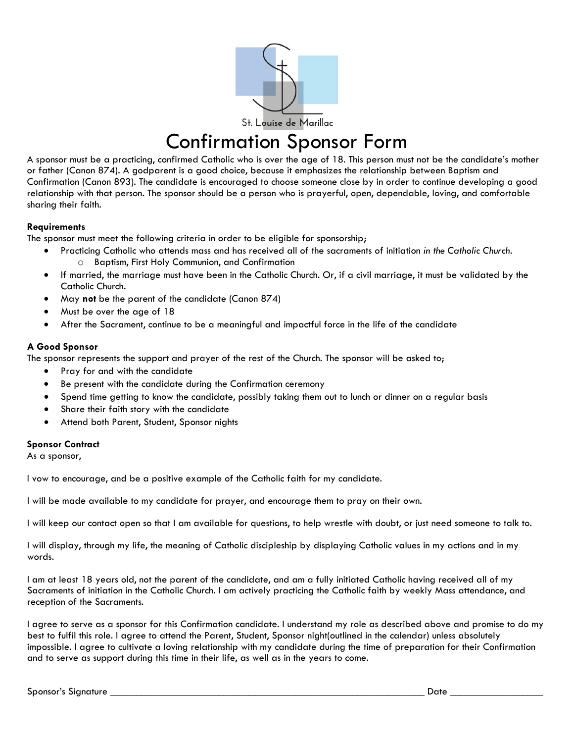St. Louise de Marillac

# Confirmation Sponsor Form

A sponsor must be a practicing, confirmed Catholic who is over the age of 18. This person must not be the candidate's mother or father (Canon 874). A godparent is a good choice, because it emphasizes the relationship between Baptism and Confirmation (Canon 893). The candidate is encouraged to choose someone close by in order to continue developing a good relationship with that person. The sponsor should be a person who is prayerful, open, dependable, loving, and comfortable sharing their faith.

**Requirements**

The sponsor must meet the following criteria in order to be eligible for sponsorship;

- Practicing Catholic who attends mass and has received all of the sacraments of initiation *in the Catholic Church*.
    - Baptism, First Holy Communion, and Confirmation
- If married, the marriage must have been in the Catholic Church. Or, if a civil marriage, it must be validated by the Catholic Church.
- May **not** be the parent of the candidate (Canon 874)
- Must be over the age of 18
- After the Sacrament, continue to be a meaningful and impactful force in the life of the candidate

**A Good Sponsor**

The sponsor represents the support and prayer of the rest of the Church. The sponsor will be asked to;

- Pray for and with the candidate
- Be present with the candidate during the Confirmation ceremony
- Spend time getting to know the candidate, possibly taking them out to lunch or dinner on a regular basis
- Share their faith story with the candidate
- Attend both Parent, Student, Sponsor nights

**Sponsor Contract**

As a sponsor,

I vow to encourage, and be a positive example of the Catholic faith for my candidate.

I will be made available to my candidate for prayer, and encourage them to pray on their own.

I will keep our contact open so that I am available for questions, to help wrestle with doubt, or just need someone to talk to.

I will display, through my life, the meaning of Catholic discipleship by displaying Catholic values in my actions and in my words.

I am at least 18 years old, not the parent of the candidate, and am a fully initiated Catholic having received all of my Sacraments of initiation in the Catholic Church. I am actively practicing the Catholic faith by weekly Mass attendance, and reception of the Sacraments.

I agree to serve as a sponsor for this Confirmation candidate. I understand my role as described above and promise to do my best to fulfil this role. I agree to attend the Parent, Student, Sponsor night(outlined in the calendar) unless absolutely impossible. I agree to cultivate a loving relationship with my candidate during the time of preparation for their Confirmation and to serve as support during this time in their life, as well as in the years to come.

Sponsor's Signature ________________________________________________ Date ______________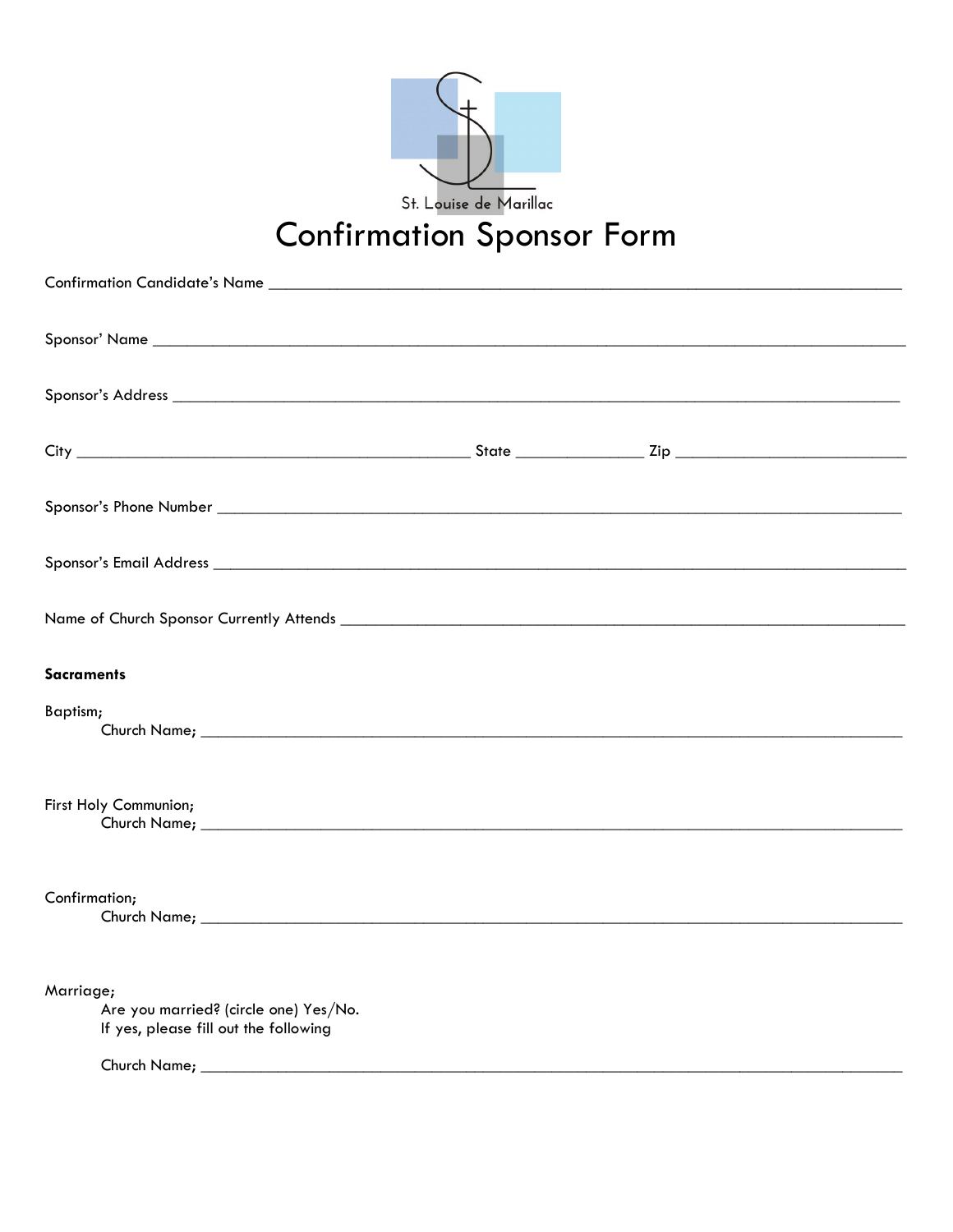St. Louise de Marillac

# Confirmation Sponsor Form

Confirmation Candidate's Name ___________________________________________________________________________

Sponsor' Name ___________________________________________________________________________

Sponsor's Address ___________________________________________________________________________

City _____________________________________________ State _______________ Zip ___________________________

Sponsor's Phone Number ___________________________________________________________________________

Sponsor's Email Address ___________________________________________________________________________

Name of Church Sponsor Currently Attends _______________________________________________________________

**Sacraments**

Baptism;

Church Name; ___________________________________________________________________________

First Holy Communion;

Church Name; ___________________________________________________________________________

Confirmation;

Church Name; ___________________________________________________________________________

Marriage;

Are you married? (circle one) Yes/No.

If yes, please fill out the following

Church Name; ___________________________________________________________________________